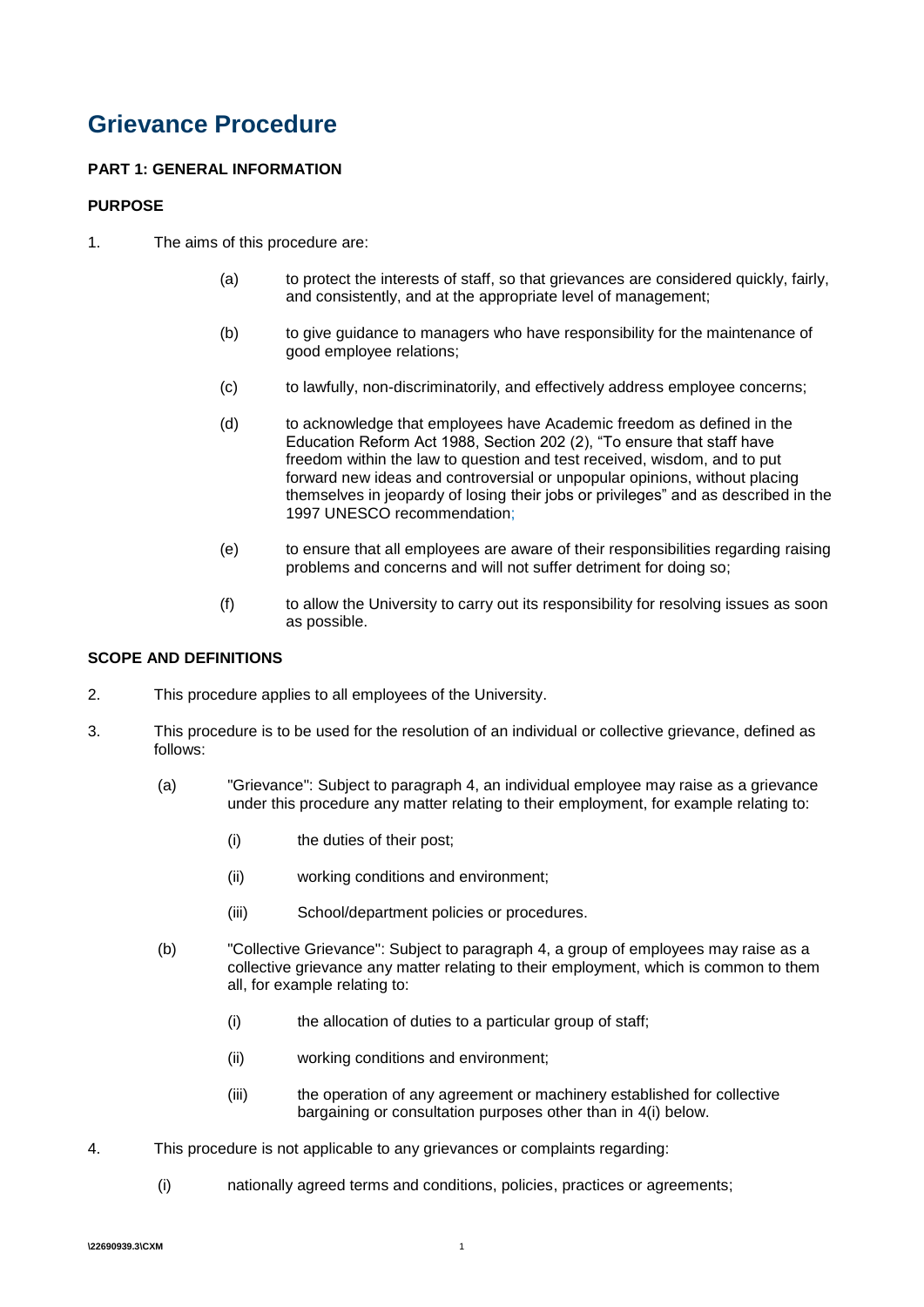# Grievance Procedure

**PART 1: GENERAL INFORMATION**

**PURPOSE**

1. The aims of this procedure are:

   (a) to protect the interests of staff, so that grievances are considered quickly, fairly, and consistently, and at the appropriate level of management;

   (b) to give guidance to managers who have responsibility for the maintenance of good employee relations;

   (c) to lawfully, non-discriminatorily, and effectively address employee concerns;

   (d) to acknowledge that employees have Academic freedom as defined in the Education Reform Act 1988, Section 202 (2), "To ensure that staff have freedom within the law to question and test received, wisdom, and to put forward new ideas and controversial or unpopular opinions, without placing themselves in jeopardy of losing their jobs or privileges" and as described in the 1997 UNESCO recommendation;

   (e) to ensure that all employees are aware of their responsibilities regarding raising problems and concerns and will not suffer detriment for doing so;

   (f) to allow the University to carry out its responsibility for resolving issues as soon as possible.

**SCOPE AND DEFINITIONS**

2. This procedure applies to all employees of the University.

3. This procedure is to be used for the resolution of an individual or collective grievance, defined as follows:

   (a) "Grievance": Subject to paragraph 4, an individual employee may raise as a grievance under this procedure any matter relating to their employment, for example relating to:

      (i) the duties of their post;

      (ii) working conditions and environment;

      (iii) School/department policies or procedures.

   (b) "Collective Grievance": Subject to paragraph 4, a group of employees may raise as a collective grievance any matter relating to their employment, which is common to them all, for example relating to:

      (i) the allocation of duties to a particular group of staff;

      (ii) working conditions and environment;

      (iii) the operation of any agreement or machinery established for collective bargaining or consultation purposes other than in 4(i) below.

4. This procedure is not applicable to any grievances or complaints regarding:

   (i) nationally agreed terms and conditions, policies, practices or agreements;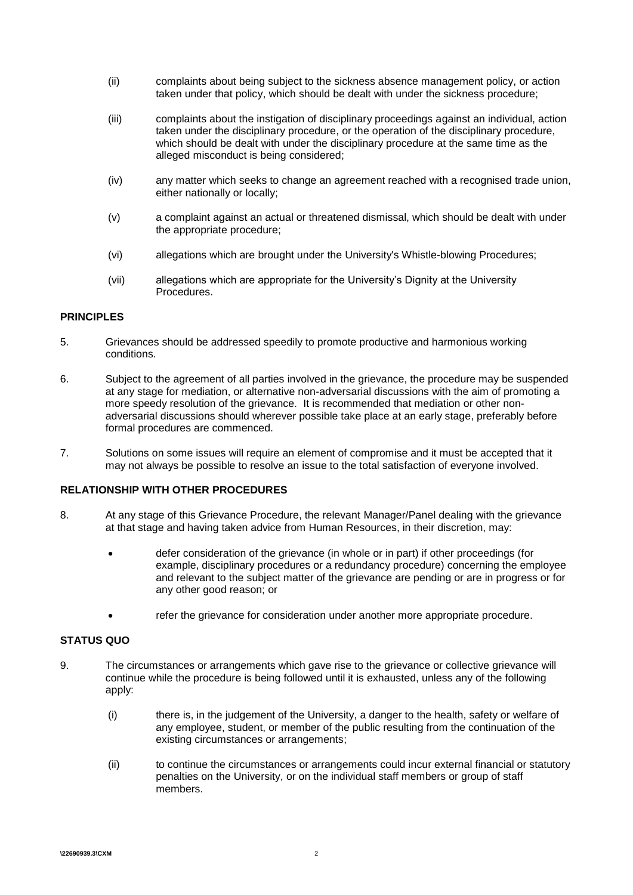(ii) complaints about being subject to the sickness absence management policy, or action taken under that policy, which should be dealt with under the sickness procedure;

(iii) complaints about the instigation of disciplinary proceedings against an individual, action taken under the disciplinary procedure, or the operation of the disciplinary procedure, which should be dealt with under the disciplinary procedure at the same time as the alleged misconduct is being considered;

(iv) any matter which seeks to change an agreement reached with a recognised trade union, either nationally or locally;

(v) a complaint against an actual or threatened dismissal, which should be dealt with under the appropriate procedure;

(vi) allegations which are brought under the University's Whistle-blowing Procedures;

(vii) allegations which are appropriate for the University's Dignity at the University Procedures.

**PRINCIPLES**

5. Grievances should be addressed speedily to promote productive and harmonious working conditions.

6. Subject to the agreement of all parties involved in the grievance, the procedure may be suspended at any stage for mediation, or alternative non-adversarial discussions with the aim of promoting a more speedy resolution of the grievance. It is recommended that mediation or other non-adversarial discussions should wherever possible take place at an early stage, preferably before formal procedures are commenced.

7. Solutions on some issues will require an element of compromise and it must be accepted that it may not always be possible to resolve an issue to the total satisfaction of everyone involved.

**RELATIONSHIP WITH OTHER PROCEDURES**

8. At any stage of this Grievance Procedure, the relevant Manager/Panel dealing with the grievance at that stage and having taken advice from Human Resources, in their discretion, may:

- defer consideration of the grievance (in whole or in part) if other proceedings (for example, disciplinary procedures or a redundancy procedure) concerning the employee and relevant to the subject matter of the grievance are pending or are in progress or for any other good reason; or
- refer the grievance for consideration under another more appropriate procedure.

**STATUS QUO**

9. The circumstances or arrangements which gave rise to the grievance or collective grievance will continue while the procedure is being followed until it is exhausted, unless any of the following apply:

(i) there is, in the judgement of the University, a danger to the health, safety or welfare of any employee, student, or member of the public resulting from the continuation of the existing circumstances or arrangements;

(ii) to continue the circumstances or arrangements could incur external financial or statutory penalties on the University, or on the individual staff members or group of staff members.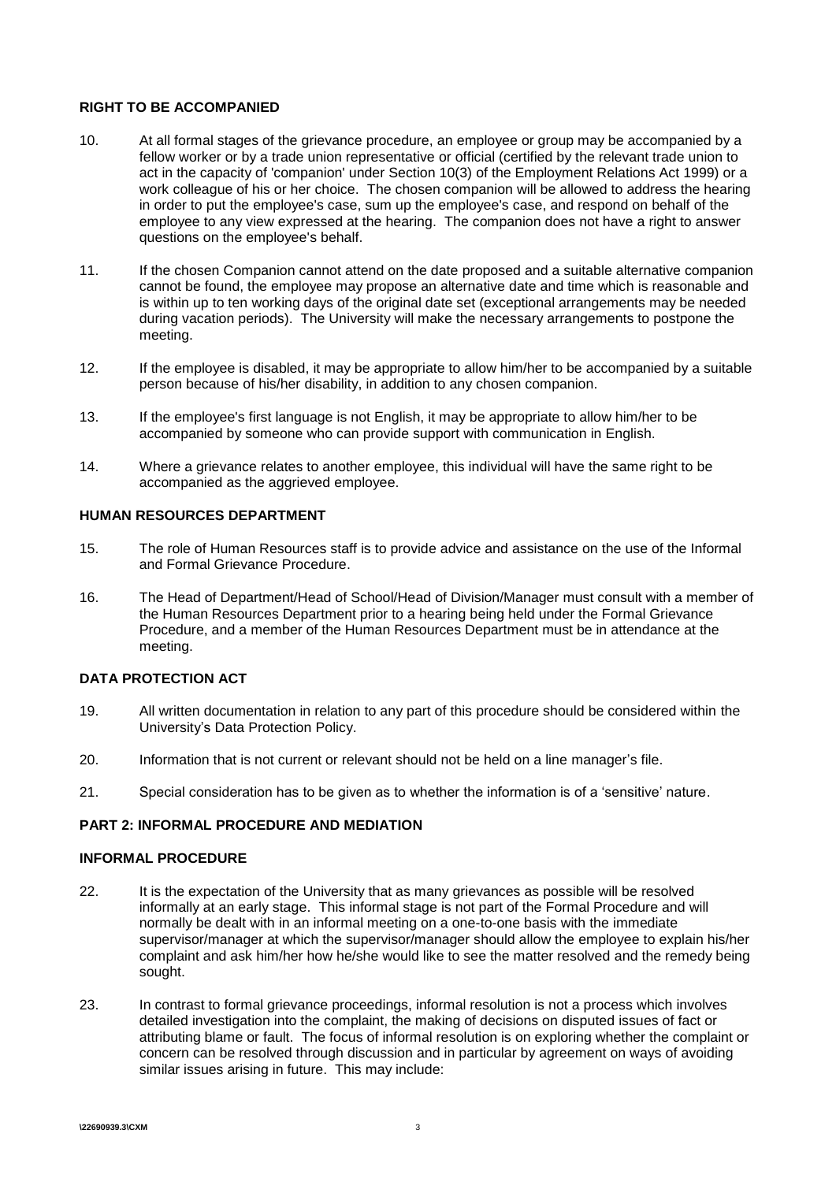## RIGHT TO BE ACCOMPANIED

10. At all formal stages of the grievance procedure, an employee or group may be accompanied by a fellow worker or by a trade union representative or official (certified by the relevant trade union to act in the capacity of 'companion' under Section 10(3) of the Employment Relations Act 1999) or a work colleague of his or her choice. The chosen companion will be allowed to address the hearing in order to put the employee's case, sum up the employee's case, and respond on behalf of the employee to any view expressed at the hearing. The companion does not have a right to answer questions on the employee's behalf.

11. If the chosen Companion cannot attend on the date proposed and a suitable alternative companion cannot be found, the employee may propose an alternative date and time which is reasonable and is within up to ten working days of the original date set (exceptional arrangements may be needed during vacation periods). The University will make the necessary arrangements to postpone the meeting.

12. If the employee is disabled, it may be appropriate to allow him/her to be accompanied by a suitable person because of his/her disability, in addition to any chosen companion.

13. If the employee's first language is not English, it may be appropriate to allow him/her to be accompanied by someone who can provide support with communication in English.

14. Where a grievance relates to another employee, this individual will have the same right to be accompanied as the aggrieved employee.

## HUMAN RESOURCES DEPARTMENT

15. The role of Human Resources staff is to provide advice and assistance on the use of the Informal and Formal Grievance Procedure.

16. The Head of Department/Head of School/Head of Division/Manager must consult with a member of the Human Resources Department prior to a hearing being held under the Formal Grievance Procedure, and a member of the Human Resources Department must be in attendance at the meeting.

## DATA PROTECTION ACT

19. All written documentation in relation to any part of this procedure should be considered within the University's Data Protection Policy.

20. Information that is not current or relevant should not be held on a line manager's file.

21. Special consideration has to be given as to whether the information is of a 'sensitive' nature.

## PART 2: INFORMAL PROCEDURE AND MEDIATION

## INFORMAL PROCEDURE

22. It is the expectation of the University that as many grievances as possible will be resolved informally at an early stage. This informal stage is not part of the Formal Procedure and will normally be dealt with in an informal meeting on a one-to-one basis with the immediate supervisor/manager at which the supervisor/manager should allow the employee to explain his/her complaint and ask him/her how he/she would like to see the matter resolved and the remedy being sought.

23. In contrast to formal grievance proceedings, informal resolution is not a process which involves detailed investigation into the complaint, the making of decisions on disputed issues of fact or attributing blame or fault. The focus of informal resolution is on exploring whether the complaint or concern can be resolved through discussion and in particular by agreement on ways of avoiding similar issues arising in future. This may include: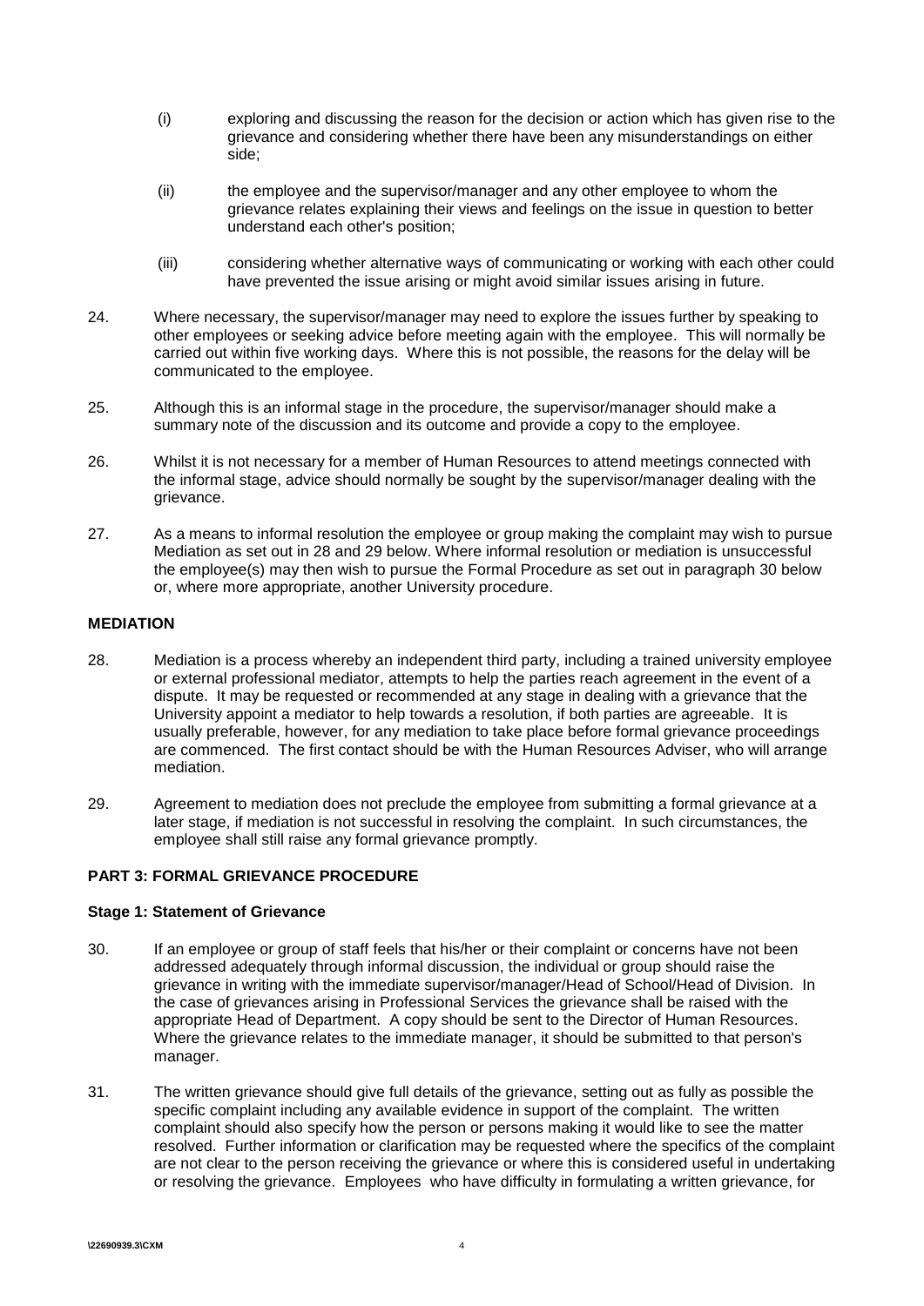(i) exploring and discussing the reason for the decision or action which has given rise to the grievance and considering whether there have been any misunderstandings on either side;

(ii) the employee and the supervisor/manager and any other employee to whom the grievance relates explaining their views and feelings on the issue in question to better understand each other's position;

(iii) considering whether alternative ways of communicating or working with each other could have prevented the issue arising or might avoid similar issues arising in future.

24. Where necessary, the supervisor/manager may need to explore the issues further by speaking to other employees or seeking advice before meeting again with the employee. This will normally be carried out within five working days. Where this is not possible, the reasons for the delay will be communicated to the employee.

25. Although this is an informal stage in the procedure, the supervisor/manager should make a summary note of the discussion and its outcome and provide a copy to the employee.

26. Whilst it is not necessary for a member of Human Resources to attend meetings connected with the informal stage, advice should normally be sought by the supervisor/manager dealing with the grievance.

27. As a means to informal resolution the employee or group making the complaint may wish to pursue Mediation as set out in 28 and 29 below. Where informal resolution or mediation is unsuccessful the employee(s) may then wish to pursue the Formal Procedure as set out in paragraph 30 below or, where more appropriate, another University procedure.

**MEDIATION**

28. Mediation is a process whereby an independent third party, including a trained university employee or external professional mediator, attempts to help the parties reach agreement in the event of a dispute. It may be requested or recommended at any stage in dealing with a grievance that the University appoint a mediator to help towards a resolution, if both parties are agreeable. It is usually preferable, however, for any mediation to take place before formal grievance proceedings are commenced. The first contact should be with the Human Resources Adviser, who will arrange mediation.

29. Agreement to mediation does not preclude the employee from submitting a formal grievance at a later stage, if mediation is not successful in resolving the complaint. In such circumstances, the employee shall still raise any formal grievance promptly.

**PART 3: FORMAL GRIEVANCE PROCEDURE**

**Stage 1: Statement of Grievance**

30. If an employee or group of staff feels that his/her or their complaint or concerns have not been addressed adequately through informal discussion, the individual or group should raise the grievance in writing with the immediate supervisor/manager/Head of School/Head of Division. In the case of grievances arising in Professional Services the grievance shall be raised with the appropriate Head of Department. A copy should be sent to the Director of Human Resources. Where the grievance relates to the immediate manager, it should be submitted to that person's manager.

31. The written grievance should give full details of the grievance, setting out as fully as possible the specific complaint including any available evidence in support of the complaint. The written complaint should also specify how the person or persons making it would like to see the matter resolved. Further information or clarification may be requested where the specifics of the complaint are not clear to the person receiving the grievance or where this is considered useful in undertaking or resolving the grievance. Employees who have difficulty in formulating a written grievance, for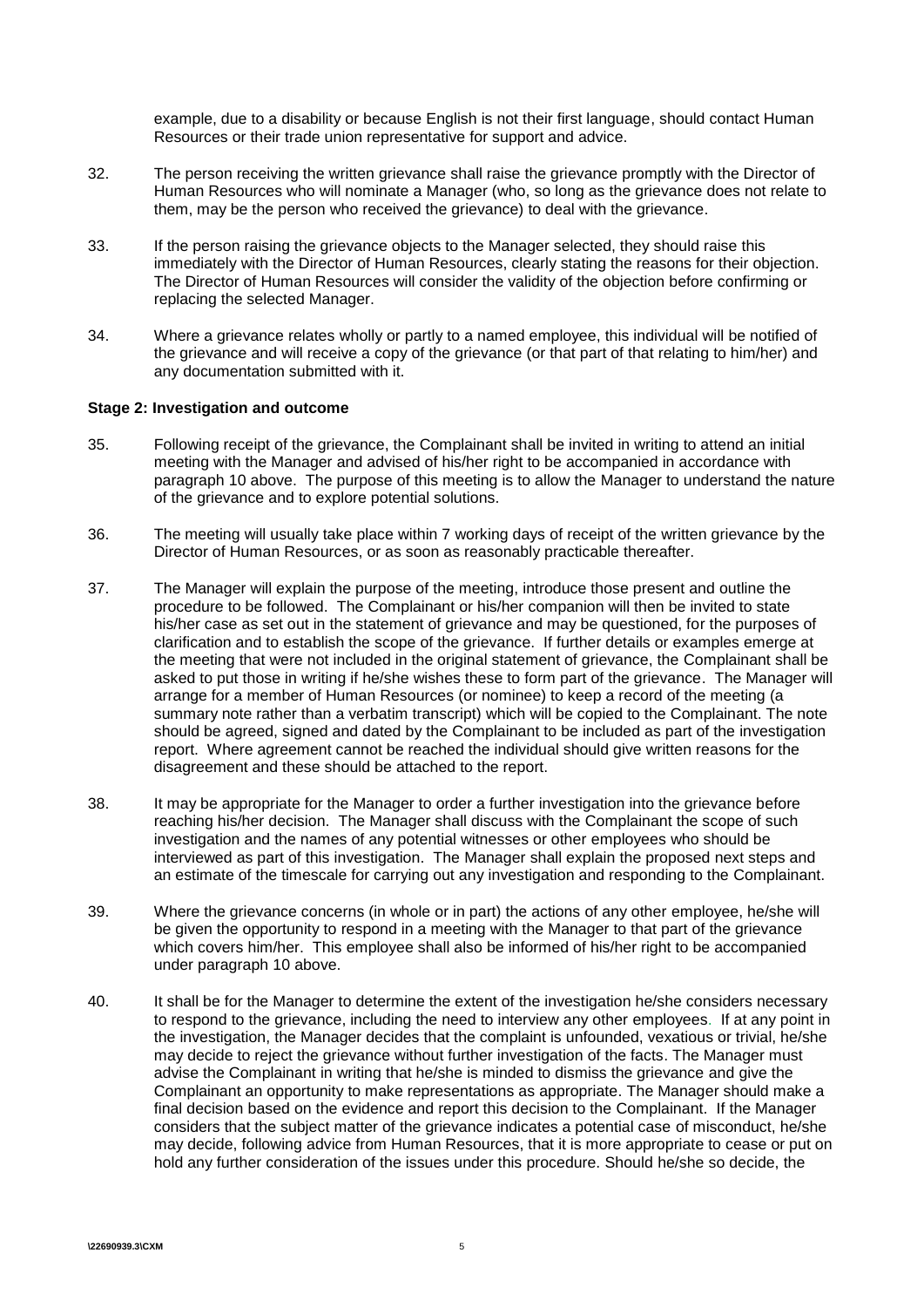example, due to a disability or because English is not their first language, should contact Human Resources or their trade union representative for support and advice.

32. The person receiving the written grievance shall raise the grievance promptly with the Director of Human Resources who will nominate a Manager (who, so long as the grievance does not relate to them, may be the person who received the grievance) to deal with the grievance.

33. If the person raising the grievance objects to the Manager selected, they should raise this immediately with the Director of Human Resources, clearly stating the reasons for their objection. The Director of Human Resources will consider the validity of the objection before confirming or replacing the selected Manager.

34. Where a grievance relates wholly or partly to a named employee, this individual will be notified of the grievance and will receive a copy of the grievance (or that part of that relating to him/her) and any documentation submitted with it.

**Stage 2: Investigation and outcome**

35. Following receipt of the grievance, the Complainant shall be invited in writing to attend an initial meeting with the Manager and advised of his/her right to be accompanied in accordance with paragraph 10 above. The purpose of this meeting is to allow the Manager to understand the nature of the grievance and to explore potential solutions.

36. The meeting will usually take place within 7 working days of receipt of the written grievance by the Director of Human Resources, or as soon as reasonably practicable thereafter.

37. The Manager will explain the purpose of the meeting, introduce those present and outline the procedure to be followed. The Complainant or his/her companion will then be invited to state his/her case as set out in the statement of grievance and may be questioned, for the purposes of clarification and to establish the scope of the grievance. If further details or examples emerge at the meeting that were not included in the original statement of grievance, the Complainant shall be asked to put those in writing if he/she wishes these to form part of the grievance. The Manager will arrange for a member of Human Resources (or nominee) to keep a record of the meeting (a summary note rather than a verbatim transcript) which will be copied to the Complainant. The note should be agreed, signed and dated by the Complainant to be included as part of the investigation report. Where agreement cannot be reached the individual should give written reasons for the disagreement and these should be attached to the report.

38. It may be appropriate for the Manager to order a further investigation into the grievance before reaching his/her decision. The Manager shall discuss with the Complainant the scope of such investigation and the names of any potential witnesses or other employees who should be interviewed as part of this investigation. The Manager shall explain the proposed next steps and an estimate of the timescale for carrying out any investigation and responding to the Complainant.

39. Where the grievance concerns (in whole or in part) the actions of any other employee, he/she will be given the opportunity to respond in a meeting with the Manager to that part of the grievance which covers him/her. This employee shall also be informed of his/her right to be accompanied under paragraph 10 above.

40. It shall be for the Manager to determine the extent of the investigation he/she considers necessary to respond to the grievance, including the need to interview any other employees. If at any point in the investigation, the Manager decides that the complaint is unfounded, vexatious or trivial, he/she may decide to reject the grievance without further investigation of the facts. The Manager must advise the Complainant in writing that he/she is minded to dismiss the grievance and give the Complainant an opportunity to make representations as appropriate. The Manager should make a final decision based on the evidence and report this decision to the Complainant. If the Manager considers that the subject matter of the grievance indicates a potential case of misconduct, he/she may decide, following advice from Human Resources, that it is more appropriate to cease or put on hold any further consideration of the issues under this procedure. Should he/she so decide, the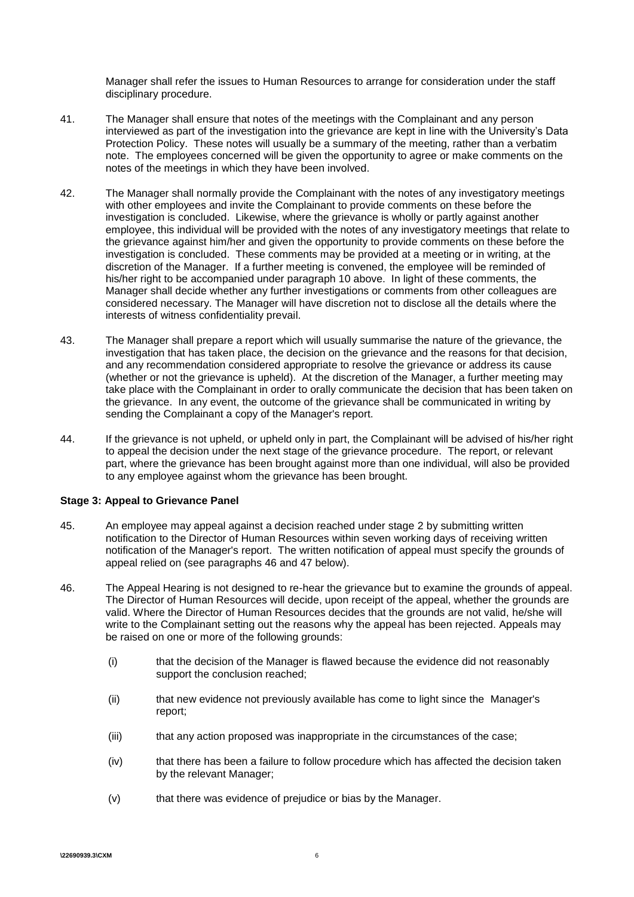Manager shall refer the issues to Human Resources to arrange for consideration under the staff disciplinary procedure.

41. The Manager shall ensure that notes of the meetings with the Complainant and any person interviewed as part of the investigation into the grievance are kept in line with the University's Data Protection Policy. These notes will usually be a summary of the meeting, rather than a verbatim note. The employees concerned will be given the opportunity to agree or make comments on the notes of the meetings in which they have been involved.

42. The Manager shall normally provide the Complainant with the notes of any investigatory meetings with other employees and invite the Complainant to provide comments on these before the investigation is concluded. Likewise, where the grievance is wholly or partly against another employee, this individual will be provided with the notes of any investigatory meetings that relate to the grievance against him/her and given the opportunity to provide comments on these before the investigation is concluded. These comments may be provided at a meeting or in writing, at the discretion of the Manager. If a further meeting is convened, the employee will be reminded of his/her right to be accompanied under paragraph 10 above. In light of these comments, the Manager shall decide whether any further investigations or comments from other colleagues are considered necessary. The Manager will have discretion not to disclose all the details where the interests of witness confidentiality prevail.

43. The Manager shall prepare a report which will usually summarise the nature of the grievance, the investigation that has taken place, the decision on the grievance and the reasons for that decision, and any recommendation considered appropriate to resolve the grievance or address its cause (whether or not the grievance is upheld). At the discretion of the Manager, a further meeting may take place with the Complainant in order to orally communicate the decision that has been taken on the grievance. In any event, the outcome of the grievance shall be communicated in writing by sending the Complainant a copy of the Manager's report.

44. If the grievance is not upheld, or upheld only in part, the Complainant will be advised of his/her right to appeal the decision under the next stage of the grievance procedure. The report, or relevant part, where the grievance has been brought against more than one individual, will also be provided to any employee against whom the grievance has been brought.

**Stage 3: Appeal to Grievance Panel**

45. An employee may appeal against a decision reached under stage 2 by submitting written notification to the Director of Human Resources within seven working days of receiving written notification of the Manager's report. The written notification of appeal must specify the grounds of appeal relied on (see paragraphs 46 and 47 below).

46. The Appeal Hearing is not designed to re-hear the grievance but to examine the grounds of appeal. The Director of Human Resources will decide, upon receipt of the appeal, whether the grounds are valid. Where the Director of Human Resources decides that the grounds are not valid, he/she will write to the Complainant setting out the reasons why the appeal has been rejected. Appeals may be raised on one or more of the following grounds:

    (i) that the decision of the Manager is flawed because the evidence did not reasonably support the conclusion reached;

    (ii) that new evidence not previously available has come to light since the Manager's report;

    (iii) that any action proposed was inappropriate in the circumstances of the case;

    (iv) that there has been a failure to follow procedure which has affected the decision taken by the relevant Manager;

    (v) that there was evidence of prejudice or bias by the Manager.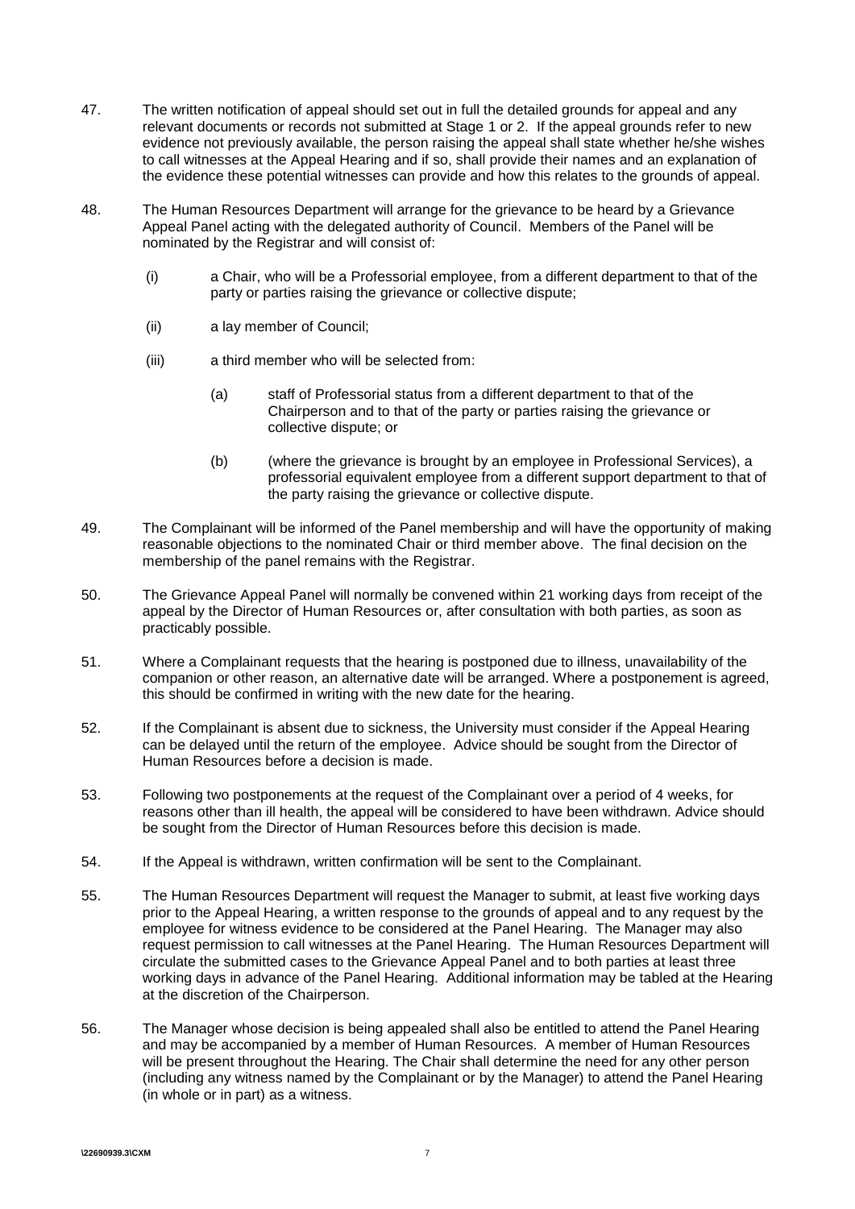47. The written notification of appeal should set out in full the detailed grounds for appeal and any relevant documents or records not submitted at Stage 1 or 2. If the appeal grounds refer to new evidence not previously available, the person raising the appeal shall state whether he/she wishes to call witnesses at the Appeal Hearing and if so, shall provide their names and an explanation of the evidence these potential witnesses can provide and how this relates to the grounds of appeal.

48. The Human Resources Department will arrange for the grievance to be heard by a Grievance Appeal Panel acting with the delegated authority of Council. Members of the Panel will be nominated by the Registrar and will consist of:

    (i) a Chair, who will be a Professorial employee, from a different department to that of the party or parties raising the grievance or collective dispute;

    (ii) a lay member of Council;

    (iii) a third member who will be selected from:

        (a) staff of Professorial status from a different department to that of the Chairperson and to that of the party or parties raising the grievance or collective dispute; or

        (b) (where the grievance is brought by an employee in Professional Services), a professorial equivalent employee from a different support department to that of the party raising the grievance or collective dispute.

49. The Complainant will be informed of the Panel membership and will have the opportunity of making reasonable objections to the nominated Chair or third member above. The final decision on the membership of the panel remains with the Registrar.

50. The Grievance Appeal Panel will normally be convened within 21 working days from receipt of the appeal by the Director of Human Resources or, after consultation with both parties, as soon as practicably possible.

51. Where a Complainant requests that the hearing is postponed due to illness, unavailability of the companion or other reason, an alternative date will be arranged. Where a postponement is agreed, this should be confirmed in writing with the new date for the hearing.

52. If the Complainant is absent due to sickness, the University must consider if the Appeal Hearing can be delayed until the return of the employee. Advice should be sought from the Director of Human Resources before a decision is made.

53. Following two postponements at the request of the Complainant over a period of 4 weeks, for reasons other than ill health, the appeal will be considered to have been withdrawn. Advice should be sought from the Director of Human Resources before this decision is made.

54. If the Appeal is withdrawn, written confirmation will be sent to the Complainant.

55. The Human Resources Department will request the Manager to submit, at least five working days prior to the Appeal Hearing, a written response to the grounds of appeal and to any request by the employee for witness evidence to be considered at the Panel Hearing. The Manager may also request permission to call witnesses at the Panel Hearing. The Human Resources Department will circulate the submitted cases to the Grievance Appeal Panel and to both parties at least three working days in advance of the Panel Hearing. Additional information may be tabled at the Hearing at the discretion of the Chairperson.

56. The Manager whose decision is being appealed shall also be entitled to attend the Panel Hearing and may be accompanied by a member of Human Resources. A member of Human Resources will be present throughout the Hearing. The Chair shall determine the need for any other person (including any witness named by the Complainant or by the Manager) to attend the Panel Hearing (in whole or in part) as a witness.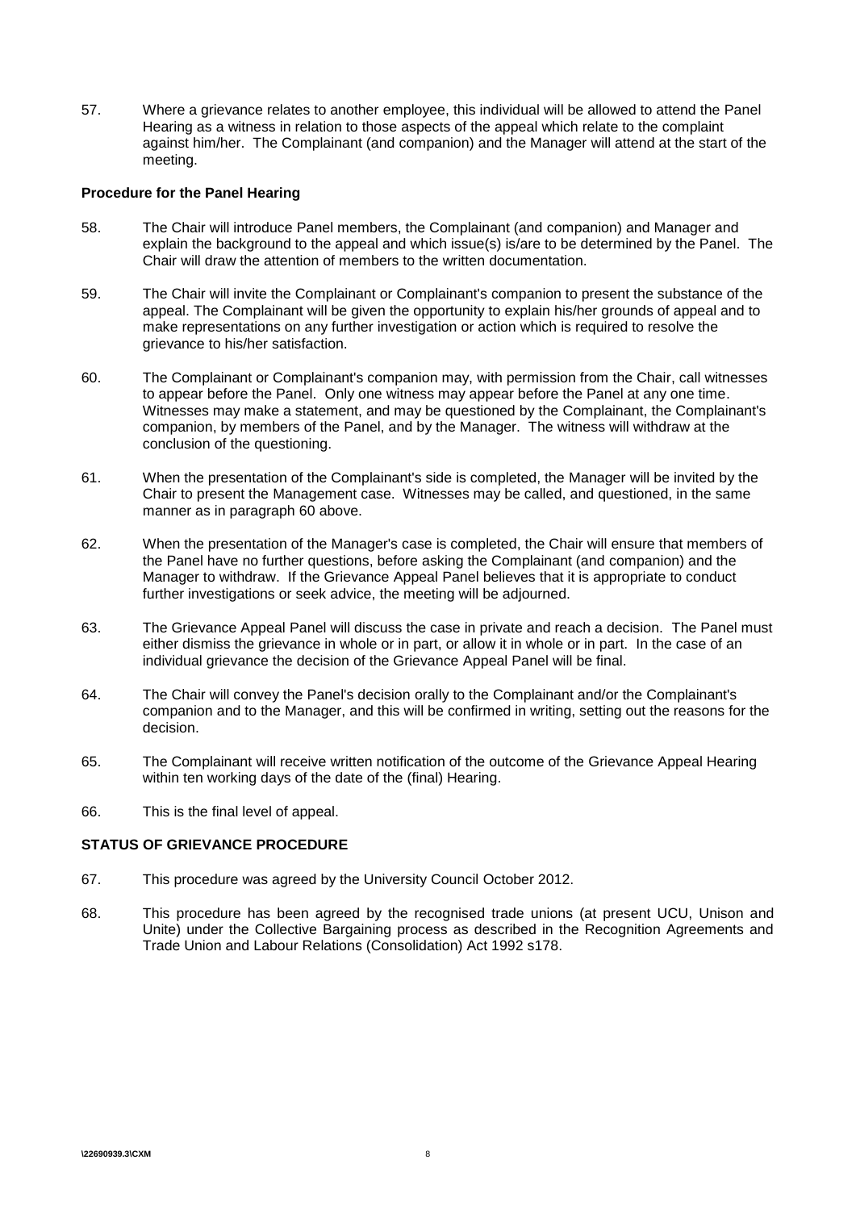57. Where a grievance relates to another employee, this individual will be allowed to attend the Panel Hearing as a witness in relation to those aspects of the appeal which relate to the complaint against him/her. The Complainant (and companion) and the Manager will attend at the start of the meeting.

**Procedure for the Panel Hearing**

58. The Chair will introduce Panel members, the Complainant (and companion) and Manager and explain the background to the appeal and which issue(s) is/are to be determined by the Panel. The Chair will draw the attention of members to the written documentation.

59. The Chair will invite the Complainant or Complainant's companion to present the substance of the appeal. The Complainant will be given the opportunity to explain his/her grounds of appeal and to make representations on any further investigation or action which is required to resolve the grievance to his/her satisfaction.

60. The Complainant or Complainant's companion may, with permission from the Chair, call witnesses to appear before the Panel. Only one witness may appear before the Panel at any one time. Witnesses may make a statement, and may be questioned by the Complainant, the Complainant's companion, by members of the Panel, and by the Manager. The witness will withdraw at the conclusion of the questioning.

61. When the presentation of the Complainant's side is completed, the Manager will be invited by the Chair to present the Management case. Witnesses may be called, and questioned, in the same manner as in paragraph 60 above.

62. When the presentation of the Manager's case is completed, the Chair will ensure that members of the Panel have no further questions, before asking the Complainant (and companion) and the Manager to withdraw. If the Grievance Appeal Panel believes that it is appropriate to conduct further investigations or seek advice, the meeting will be adjourned.

63. The Grievance Appeal Panel will discuss the case in private and reach a decision. The Panel must either dismiss the grievance in whole or in part, or allow it in whole or in part. In the case of an individual grievance the decision of the Grievance Appeal Panel will be final.

64. The Chair will convey the Panel's decision orally to the Complainant and/or the Complainant's companion and to the Manager, and this will be confirmed in writing, setting out the reasons for the decision.

65. The Complainant will receive written notification of the outcome of the Grievance Appeal Hearing within ten working days of the date of the (final) Hearing.

66. This is the final level of appeal.

**STATUS OF GRIEVANCE PROCEDURE**

67. This procedure was agreed by the University Council October 2012.

68. This procedure has been agreed by the recognised trade unions (at present UCU, Unison and Unite) under the Collective Bargaining process as described in the Recognition Agreements and Trade Union and Labour Relations (Consolidation) Act 1992 s178.